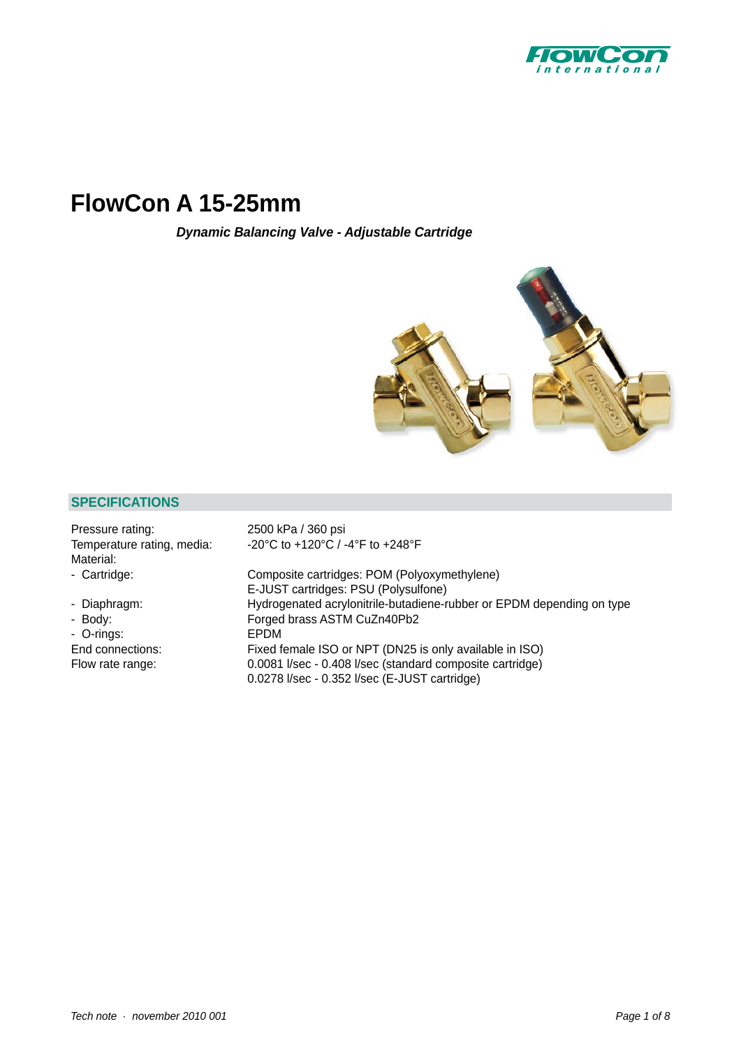# FlowCon A 15-25mm

***Dynamic Balancing Valve - Adjustable Cartridge***

## SPECIFICATIONS

| | |
|---|---|
| Pressure rating: | 2500 kPa / 360 psi |
| Temperature rating, media: | -20°C to +120°C / -4°F to +248°F |
| Material: | |
| - Cartridge: | Composite cartridges: POM (Polyoxymethylene)<br>E-JUST cartridges: PSU (Polysulfone) |
| - Diaphragm: | Hydrogenated acrylonitrile-butadiene-rubber or EPDM depending on type |
| - Body: | Forged brass ASTM CuZn40Pb2 |
| - O-rings: | EPDM |
| End connections: | Fixed female ISO or NPT (DN25 is only available in ISO) |
| Flow rate range: | 0.0081 l/sec - 0.408 l/sec (standard composite cartridge)<br>0.0278 l/sec - 0.352 l/sec (E-JUST cartridge) |

*Tech note · november 2010 001*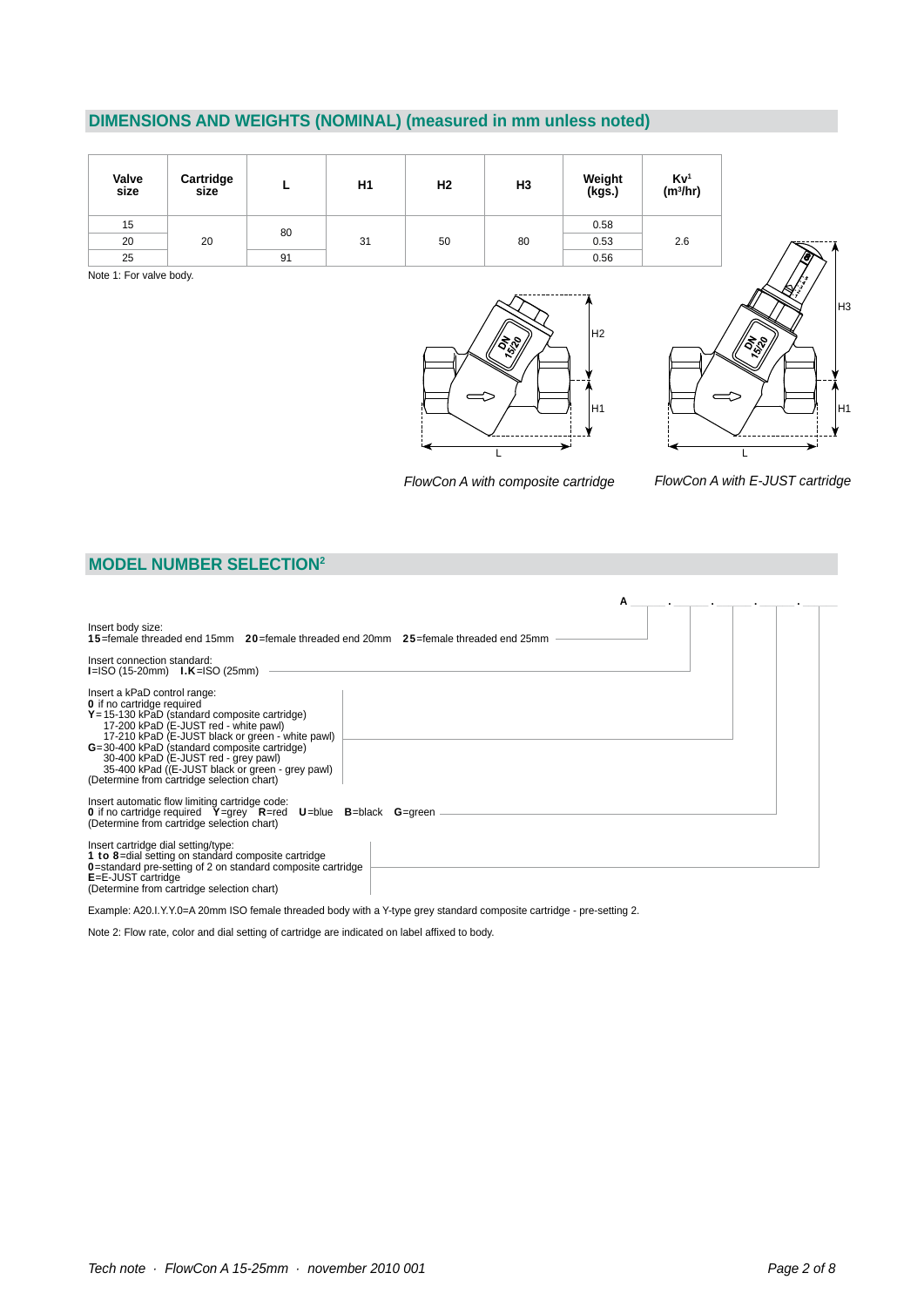## DIMENSIONS AND WEIGHTS (NOMINAL) (measured in mm unless noted)

| Valve size | Cartridge size | L | H1 | H2 | H3 | Weight (kgs.) | Kv[1] ($m^3$/hr) |
|---|---|---|---|---|---|---|---|
| 15 | 20 | 80 | 31 | 50 | 80 | 0.58 | 2.6 |
| 20 | | | | | | 0.53 | |
| 25 | | 91 | | | | 0.56 | |

Note 1: For valve body.

*FlowCon A with composite cartridge*

*FlowCon A with E-JUST cartridge*

## MODEL NUMBER SELECTION[2]

**A** ___ . ___ . ___ . ___ . ___

Insert body size:
**15**=female threaded end 15mm **20**=female threaded end 20mm **25**=female threaded end 25mm

Insert connection standard:
**I**=ISO (15-20mm) **I.K**=ISO (25mm)

Insert a kPaD control range:
**0** if no cartridge required
**Y**=15-130 kPaD (standard composite cartridge)
17-200 kPaD (E-JUST red - white pawl)
17-210 kPaD (E-JUST black or green - white pawl)
**G**=30-400 kPaD (standard composite cartridge)
30-400 kPaD (E-JUST red - grey pawl)
35-400 kPad ((E-JUST black or green - grey pawl)
(Determine from cartridge selection chart)

Insert automatic flow limiting cartridge code:
**0** if no cartridge required **Y**=grey **R**=red **U**=blue **B**=black **G**=green
(Determine from cartridge selection chart)

Insert cartridge dial setting/type:
**1 to 8**=dial setting on standard composite cartridge
**0**=standard pre-setting of 2 on standard composite cartridge
**E**=E-JUST cartridge
(Determine from cartridge selection chart)

Example: A20.I.Y.Y.0=A 20mm ISO female threaded body with a Y-type grey standard composite cartridge - pre-setting 2.

Note 2: Flow rate, color and dial setting of cartridge are indicated on label affixed to body.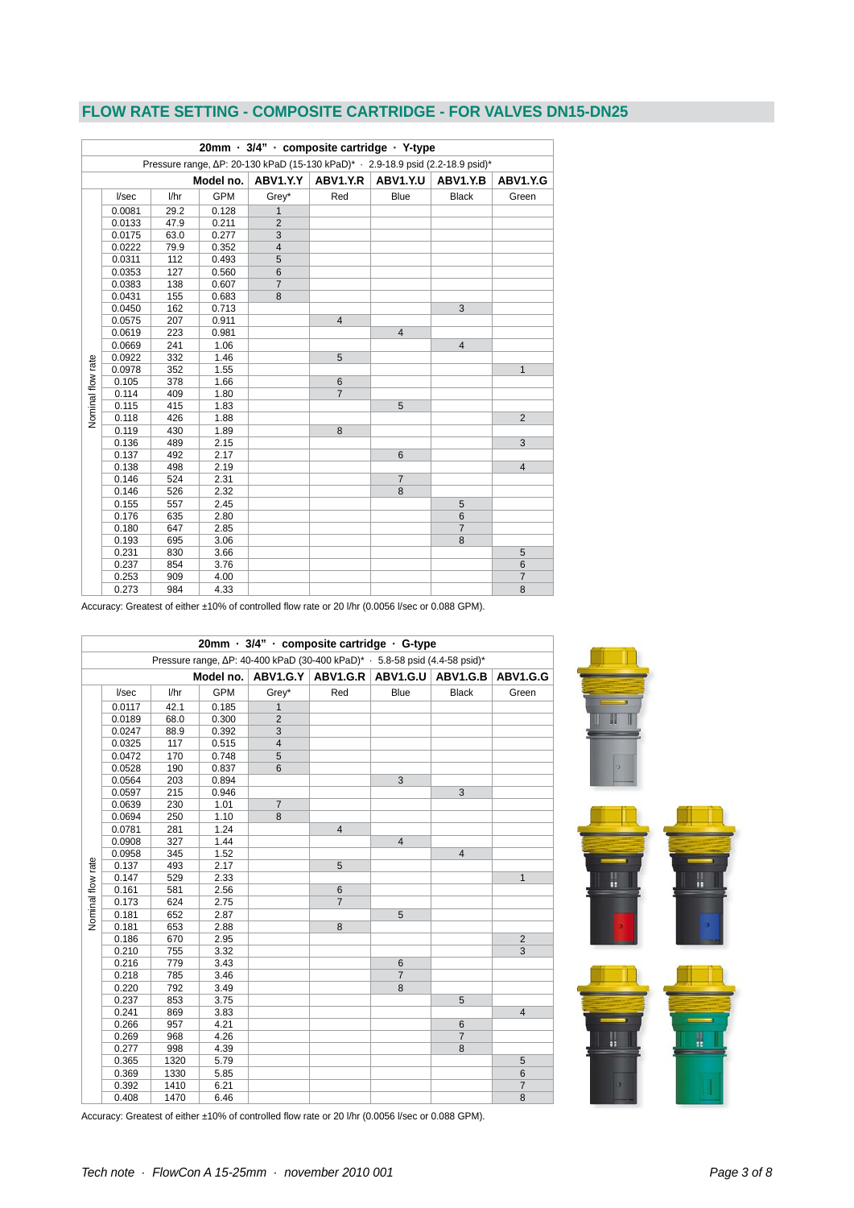## FLOW RATE SETTING - COMPOSITE CARTRIDGE - FOR VALVES DN15-DN25

| 20mm · 3/4" · composite cartridge · Y-type | | | | | | | | |
|---|---|---|---|---|---|---|---|---|
| Pressure range, ΔP: 20-130 kPaD (15-130 kPaD)* · 2.9-18.9 psid (2.2-18.9 psid)* | | | | | | | | |
| | | | Model no. | ABV1.Y.Y | ABV1.Y.R | ABV1.Y.U | ABV1.Y.B | ABV1.Y.G |
| Nominal flow rate | l/sec | l/hr | GPM | Grey* | Red | Blue | Black | Green |
| | 0.0081 | 29.2 | 0.128 | 1 | | | | |
| | 0.0133 | 47.9 | 0.211 | 2 | | | | |
| | 0.0175 | 63.0 | 0.277 | 3 | | | | |
| | 0.0222 | 79.9 | 0.352 | 4 | | | | |
| | 0.0311 | 112 | 0.493 | 5 | | | | |
| | 0.0353 | 127 | 0.560 | 6 | | | | |
| | 0.0383 | 138 | 0.607 | 7 | | | | |
| | 0.0431 | 155 | 0.683 | 8 | | | | |
| | 0.0450 | 162 | 0.713 | | | | 3 | |
| | 0.0575 | 207 | 0.911 | | 4 | | | |
| | 0.0619 | 223 | 0.981 | | | 4 | | |
| | 0.0669 | 241 | 1.06 | | | | 4 | |
| | 0.0922 | 332 | 1.46 | | 5 | | | |
| | 0.0978 | 352 | 1.55 | | | | | 1 |
| | 0.105 | 378 | 1.66 | | 6 | | | |
| | 0.114 | 409 | 1.80 | | 7 | | | |
| | 0.115 | 415 | 1.83 | | | 5 | | |
| | 0.118 | 426 | 1.88 | | | | | 2 |
| | 0.119 | 430 | 1.89 | | 8 | | | |
| | 0.136 | 489 | 2.15 | | | | | 3 |
| | 0.137 | 492 | 2.17 | | | 6 | | |
| | 0.138 | 498 | 2.19 | | | | | 4 |
| | 0.146 | 524 | 2.31 | | | 7 | | |
| | 0.146 | 526 | 2.32 | | | 8 | | |
| | 0.155 | 557 | 2.45 | | | | 5 | |
| | 0.176 | 635 | 2.80 | | | | 6 | |
| | 0.180 | 647 | 2.85 | | | | 7 | |
| | 0.193 | 695 | 3.06 | | | | 8 | |
| | 0.231 | 830 | 3.66 | | | | | 5 |
| | 0.237 | 854 | 3.76 | | | | | 6 |
| | 0.253 | 909 | 4.00 | | | | | 7 |
| | 0.273 | 984 | 4.33 | | | | | 8 |

Accuracy: Greatest of either ±10% of controlled flow rate or 20 l/hr (0.0056 l/sec or 0.088 GPM).

| 20mm · 3/4" · composite cartridge · G-type | | | | | | | | |
|---|---|---|---|---|---|---|---|---|
| Pressure range, ΔP: 40-400 kPaD (30-400 kPaD)* · 5.8-58 psid (4.4-58 psid)* | | | | | | | | |
| | | | Model no. | ABV1.G.Y | ABV1.G.R | ABV1.G.U | ABV1.G.B | ABV1.G.G |
| Nominal flow rate | l/sec | l/hr | GPM | Grey* | Red | Blue | Black | Green |
| | 0.0117 | 42.1 | 0.185 | 1 | | | | |
| | 0.0189 | 68.0 | 0.300 | 2 | | | | |
| | 0.0247 | 88.9 | 0.392 | 3 | | | | |
| | 0.0325 | 117 | 0.515 | 4 | | | | |
| | 0.0472 | 170 | 0.748 | 5 | | | | |
| | 0.0528 | 190 | 0.837 | 6 | | | | |
| | 0.0564 | 203 | 0.894 | | | 3 | | |
| | 0.0597 | 215 | 0.946 | | | | 3 | |
| | 0.0639 | 230 | 1.01 | 7 | | | | |
| | 0.0694 | 250 | 1.10 | 8 | | | | |
| | 0.0781 | 281 | 1.24 | | 4 | | | |
| | 0.0908 | 327 | 1.44 | | | 4 | | |
| | 0.0958 | 345 | 1.52 | | | | 4 | |
| | 0.137 | 493 | 2.17 | | 5 | | | |
| | 0.147 | 529 | 2.33 | | | | | 1 |
| | 0.161 | 581 | 2.56 | | 6 | | | |
| | 0.173 | 624 | 2.75 | | 7 | | | |
| | 0.181 | 652 | 2.87 | | | 5 | | |
| | 0.181 | 653 | 2.88 | | 8 | | | |
| | 0.186 | 670 | 2.95 | | | | | 2 |
| | 0.210 | 755 | 3.32 | | | | | 3 |
| | 0.216 | 779 | 3.43 | | | 6 | | |
| | 0.218 | 785 | 3.46 | | | 7 | | |
| | 0.220 | 792 | 3.49 | | | 8 | | |
| | 0.237 | 853 | 3.75 | | | | 5 | |
| | 0.241 | 869 | 3.83 | | | | | 4 |
| | 0.266 | 957 | 4.21 | | | | 6 | |
| | 0.269 | 968 | 4.26 | | | | 7 | |
| | 0.277 | 998 | 4.39 | | | | 8 | |
| | 0.365 | 1320 | 5.79 | | | | | 5 |
| | 0.369 | 1330 | 5.85 | | | | | 6 |
| | 0.392 | 1410 | 6.21 | | | | | 7 |
| | 0.408 | 1470 | 6.46 | | | | | 8 |

Accuracy: Greatest of either ±10% of controlled flow rate or 20 l/hr (0.0056 l/sec or 0.088 GPM).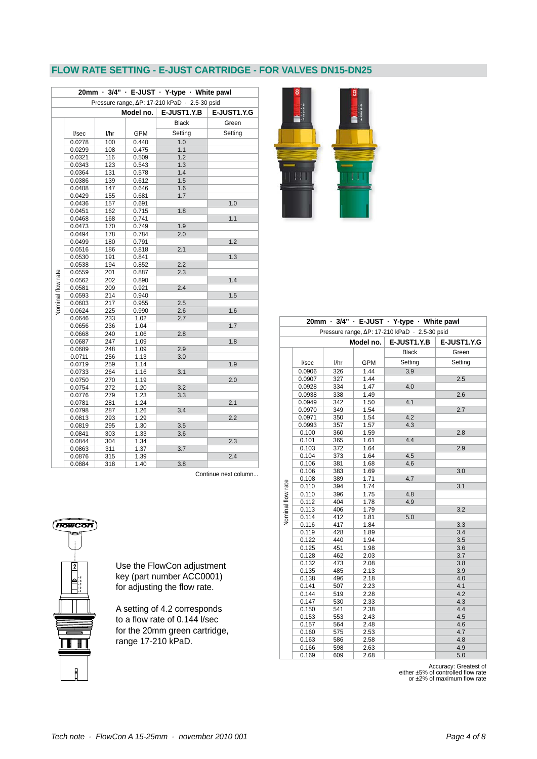## FLOW RATE SETTING - E-JUST CARTRIDGE - FOR VALVES DN15-DN25

**20mm · 3/4" · E-JUST · Y-type · White pawl**

Pressure range, ΔP: 17-210 kPaD · 2.5-30 psid

| | | | Model no. | E-JUST1.Y.B | E-JUST1.Y.G |
|---|---|---|---|---|---|
| | | | | Black | Green |
| Nominal flow rate | l/sec | l/hr | GPM | Setting | Setting |
| | 0.0278 | 100 | 0.440 | 1.0 | |
| | 0.0299 | 108 | 0.475 | 1.1 | |
| | 0.0321 | 116 | 0.509 | 1.2 | |
| | 0.0343 | 123 | 0.543 | 1.3 | |
| | 0.0364 | 131 | 0.578 | 1.4 | |
| | 0.0386 | 139 | 0.612 | 1.5 | |
| | 0.0408 | 147 | 0.646 | 1.6 | |
| | 0.0429 | 155 | 0.681 | 1.7 | |
| | 0.0436 | 157 | 0.691 | | 1.0 |
| | 0.0451 | 162 | 0.715 | 1.8 | |
| | 0.0468 | 168 | 0.741 | | 1.1 |
| | 0.0473 | 170 | 0.749 | 1.9 | |
| | 0.0494 | 178 | 0.784 | 2.0 | |
| | 0.0499 | 180 | 0.791 | | 1.2 |
| | 0.0516 | 186 | 0.818 | 2.1 | |
| | 0.0530 | 191 | 0.841 | | 1.3 |
| | 0.0538 | 194 | 0.852 | 2.2 | |
| | 0.0559 | 201 | 0.887 | 2.3 | |
| | 0.0562 | 202 | 0.890 | | 1.4 |
| | 0.0581 | 209 | 0.921 | 2.4 | |
| | 0.0593 | 214 | 0.940 | | 1.5 |
| | 0.0603 | 217 | 0.955 | 2.5 | |
| | 0.0624 | 225 | 0.990 | 2.6 | 1.6 |
| | 0.0646 | 233 | 1.02 | 2.7 | |
| | 0.0656 | 236 | 1.04 | | 1.7 |
| | 0.0668 | 240 | 1.06 | 2.8 | |
| | 0.0687 | 247 | 1.09 | | 1.8 |
| | 0.0689 | 248 | 1.09 | 2.9 | |
| | 0.0711 | 256 | 1.13 | 3.0 | |
| | 0.0719 | 259 | 1.14 | | 1.9 |
| | 0.0733 | 264 | 1.16 | 3.1 | |
| | 0.0750 | 270 | 1.19 | | 2.0 |
| | 0.0754 | 272 | 1.20 | 3.2 | |
| | 0.0776 | 279 | 1.23 | 3.3 | |
| | 0.0781 | 281 | 1.24 | | 2.1 |
| | 0.0798 | 287 | 1.26 | 3.4 | |
| | 0.0813 | 293 | 1.29 | | 2.2 |
| | 0.0819 | 295 | 1.30 | 3.5 | |
| | 0.0841 | 303 | 1.33 | 3.6 | |
| | 0.0844 | 304 | 1.34 | | 2.3 |
| | 0.0863 | 311 | 1.37 | 3.7 | |
| | 0.0876 | 315 | 1.39 | | 2.4 |
| | 0.0884 | 318 | 1.40 | 3.8 | |

Continue next column...

**20mm · 3/4" · E-JUST · Y-type · White pawl**

Pressure range, ΔP: 17-210 kPaD · 2.5-30 psid

| | | | Model no. | E-JUST1.Y.B | E-JUST1.Y.G |
|---|---|---|---|---|---|
| | | | | Black | Green |
| Nominal flow rate | l/sec | l/hr | GPM | Setting | Setting |
| | 0.0906 | 326 | 1.44 | 3.9 | |
| | 0.0907 | 327 | 1.44 | | 2.5 |
| | 0.0928 | 334 | 1.47 | 4.0 | |
| | 0.0938 | 338 | 1.49 | | 2.6 |
| | 0.0949 | 342 | 1.50 | 4.1 | |
| | 0.0970 | 349 | 1.54 | | 2.7 |
| | 0.0971 | 350 | 1.54 | 4.2 | |
| | 0.0993 | 357 | 1.57 | 4.3 | |
| | 0.100 | 360 | 1.59 | | 2.8 |
| | 0.101 | 365 | 1.61 | 4.4 | |
| | 0.103 | 372 | 1.64 | | 2.9 |
| | 0.104 | 373 | 1.64 | 4.5 | |
| | 0.106 | 381 | 1.68 | 4.6 | |
| | 0.106 | 383 | 1.69 | | 3.0 |
| | 0.108 | 389 | 1.71 | 4.7 | |
| | 0.110 | 394 | 1.74 | | 3.1 |
| | 0.110 | 396 | 1.75 | 4.8 | |
| | 0.112 | 404 | 1.78 | 4.9 | |
| | 0.113 | 406 | 1.79 | | 3.2 |
| | 0.114 | 412 | 1.81 | 5.0 | |
| | 0.116 | 417 | 1.84 | | 3.3 |
| | 0.119 | 428 | 1.89 | | 3.4 |
| | 0.122 | 440 | 1.94 | | 3.5 |
| | 0.125 | 451 | 1.98 | | 3.6 |
| | 0.128 | 462 | 2.03 | | 3.7 |
| | 0.132 | 473 | 2.08 | | 3.8 |
| | 0.135 | 485 | 2.13 | | 3.9 |
| | 0.138 | 496 | 2.18 | | 4.0 |
| | 0.141 | 507 | 2.23 | | 4.1 |
| | 0.144 | 519 | 2.28 | | 4.2 |
| | 0.147 | 530 | 2.33 | | 4.3 |
| | 0.150 | 541 | 2.38 | | 4.4 |
| | 0.153 | 553 | 2.43 | | 4.5 |
| | 0.157 | 564 | 2.48 | | 4.6 |
| | 0.160 | 575 | 2.53 | | 4.7 |
| | 0.163 | 586 | 2.58 | | 4.8 |
| | 0.166 | 598 | 2.63 | | 4.9 |
| | 0.169 | 609 | 2.68 | | 5.0 |

Accuracy: Greatest of either ±5% of controlled flow rate or ±2% of maximum flow rate

Use the FlowCon adjustment key (part number ACC0001) for adjusting the flow rate.

A setting of 4.2 corresponds to a flow rate of 0.144 l/sec for the 20mm green cartridge, range 17-210 kPaD.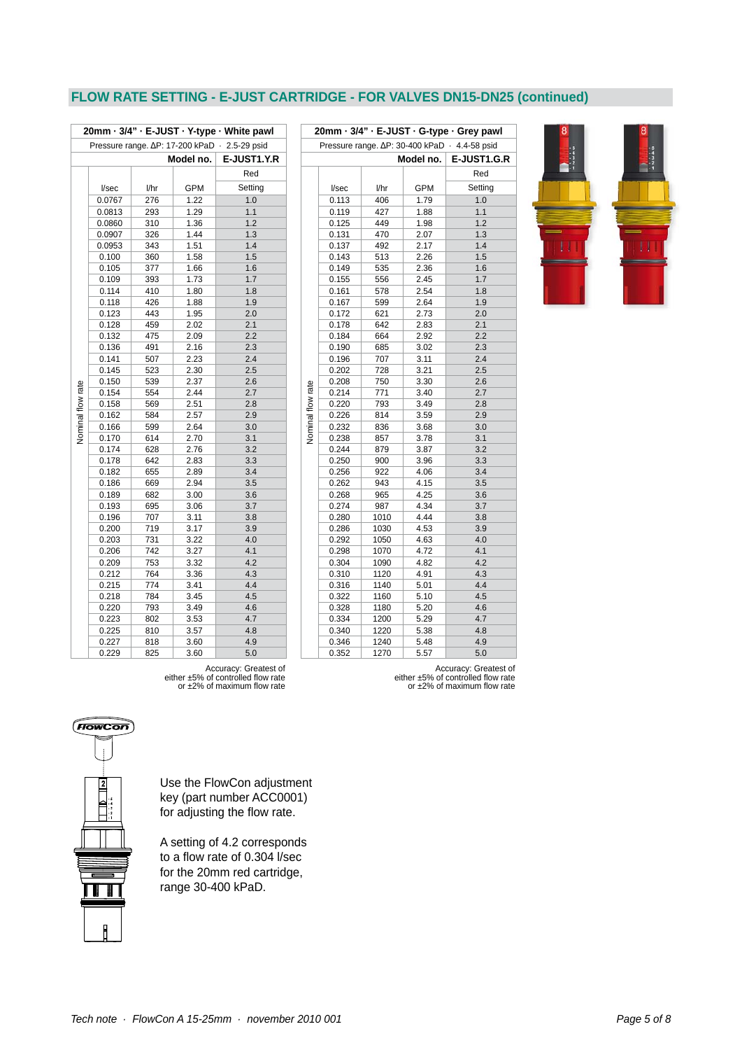## FLOW RATE SETTING - E-JUST CARTRIDGE - FOR VALVES DN15-DN25 (continued)

| 20mm · 3/4" · E-JUST · Y-type · White pawl | | | |
|---|---|---|---|
| Pressure range. ΔP: 17-200 kPaD · 2.5-29 psid | | | |
| | | **Model no.** | **E-JUST1.Y.R** |
| Nominal flow rate | | | Red |
| l/sec | l/hr | GPM | Setting |
| 0.0767 | 276 | 1.22 | 1.0 |
| 0.0813 | 293 | 1.29 | 1.1 |
| 0.0860 | 310 | 1.36 | 1.2 |
| 0.0907 | 326 | 1.44 | 1.3 |
| 0.0953 | 343 | 1.51 | 1.4 |
| 0.100 | 360 | 1.58 | 1.5 |
| 0.105 | 377 | 1.66 | 1.6 |
| 0.109 | 393 | 1.73 | 1.7 |
| 0.114 | 410 | 1.80 | 1.8 |
| 0.118 | 426 | 1.88 | 1.9 |
| 0.123 | 443 | 1.95 | 2.0 |
| 0.128 | 459 | 2.02 | 2.1 |
| 0.132 | 475 | 2.09 | 2.2 |
| 0.136 | 491 | 2.16 | 2.3 |
| 0.141 | 507 | 2.23 | 2.4 |
| 0.145 | 523 | 2.30 | 2.5 |
| 0.150 | 539 | 2.37 | 2.6 |
| 0.154 | 554 | 2.44 | 2.7 |
| 0.158 | 569 | 2.51 | 2.8 |
| 0.162 | 584 | 2.57 | 2.9 |
| 0.166 | 599 | 2.64 | 3.0 |
| 0.170 | 614 | 2.70 | 3.1 |
| 0.174 | 628 | 2.76 | 3.2 |
| 0.178 | 642 | 2.83 | 3.3 |
| 0.182 | 655 | 2.89 | 3.4 |
| 0.186 | 669 | 2.94 | 3.5 |
| 0.189 | 682 | 3.00 | 3.6 |
| 0.193 | 695 | 3.06 | 3.7 |
| 0.196 | 707 | 3.11 | 3.8 |
| 0.200 | 719 | 3.17 | 3.9 |
| 0.203 | 731 | 3.22 | 4.0 |
| 0.206 | 742 | 3.27 | 4.1 |
| 0.209 | 753 | 3.32 | 4.2 |
| 0.212 | 764 | 3.36 | 4.3 |
| 0.215 | 774 | 3.41 | 4.4 |
| 0.218 | 784 | 3.45 | 4.5 |
| 0.220 | 793 | 3.49 | 4.6 |
| 0.223 | 802 | 3.53 | 4.7 |
| 0.225 | 810 | 3.57 | 4.8 |
| 0.227 | 818 | 3.60 | 4.9 |
| 0.229 | 825 | 3.60 | 5.0 |

Accuracy: Greatest of either ±5% of controlled flow rate or ±2% of maximum flow rate

| 20mm · 3/4" · E-JUST · G-type · Grey pawl | | | |
|---|---|---|---|
| Pressure range. ΔP: 30-400 kPaD · 4.4-58 psid | | | |
| | | **Model no.** | **E-JUST1.G.R** |
| Nominal flow rate | | | Red |
| l/sec | l/hr | GPM | Setting |
| 0.113 | 406 | 1.79 | 1.0 |
| 0.119 | 427 | 1.88 | 1.1 |
| 0.125 | 449 | 1.98 | 1.2 |
| 0.131 | 470 | 2.07 | 1.3 |
| 0.137 | 492 | 2.17 | 1.4 |
| 0.143 | 513 | 2.26 | 1.5 |
| 0.149 | 535 | 2.36 | 1.6 |
| 0.155 | 556 | 2.45 | 1.7 |
| 0.161 | 578 | 2.54 | 1.8 |
| 0.167 | 599 | 2.64 | 1.9 |
| 0.172 | 621 | 2.73 | 2.0 |
| 0.178 | 642 | 2.83 | 2.1 |
| 0.184 | 664 | 2.92 | 2.2 |
| 0.190 | 685 | 3.02 | 2.3 |
| 0.196 | 707 | 3.11 | 2.4 |
| 0.202 | 728 | 3.21 | 2.5 |
| 0.208 | 750 | 3.30 | 2.6 |
| 0.214 | 771 | 3.40 | 2.7 |
| 0.220 | 793 | 3.49 | 2.8 |
| 0.226 | 814 | 3.59 | 2.9 |
| 0.232 | 836 | 3.68 | 3.0 |
| 0.238 | 857 | 3.78 | 3.1 |
| 0.244 | 879 | 3.87 | 3.2 |
| 0.250 | 900 | 3.96 | 3.3 |
| 0.256 | 922 | 4.06 | 3.4 |
| 0.262 | 943 | 4.15 | 3.5 |
| 0.268 | 965 | 4.25 | 3.6 |
| 0.274 | 987 | 4.34 | 3.7 |
| 0.280 | 1010 | 4.44 | 3.8 |
| 0.286 | 1030 | 4.53 | 3.9 |
| 0.292 | 1050 | 4.63 | 4.0 |
| 0.298 | 1070 | 4.72 | 4.1 |
| 0.304 | 1090 | 4.82 | 4.2 |
| 0.310 | 1120 | 4.91 | 4.3 |
| 0.316 | 1140 | 5.01 | 4.4 |
| 0.322 | 1160 | 5.10 | 4.5 |
| 0.328 | 1180 | 5.20 | 4.6 |
| 0.334 | 1200 | 5.29 | 4.7 |
| 0.340 | 1220 | 5.38 | 4.8 |
| 0.346 | 1240 | 5.48 | 4.9 |
| 0.352 | 1270 | 5.57 | 5.0 |

Accuracy: Greatest of either ±5% of controlled flow rate or ±2% of maximum flow rate

Use the FlowCon adjustment key (part number ACC0001) for adjusting the flow rate.

A setting of 4.2 corresponds to a flow rate of 0.304 l/sec for the 20mm red cartridge, range 30-400 kPaD.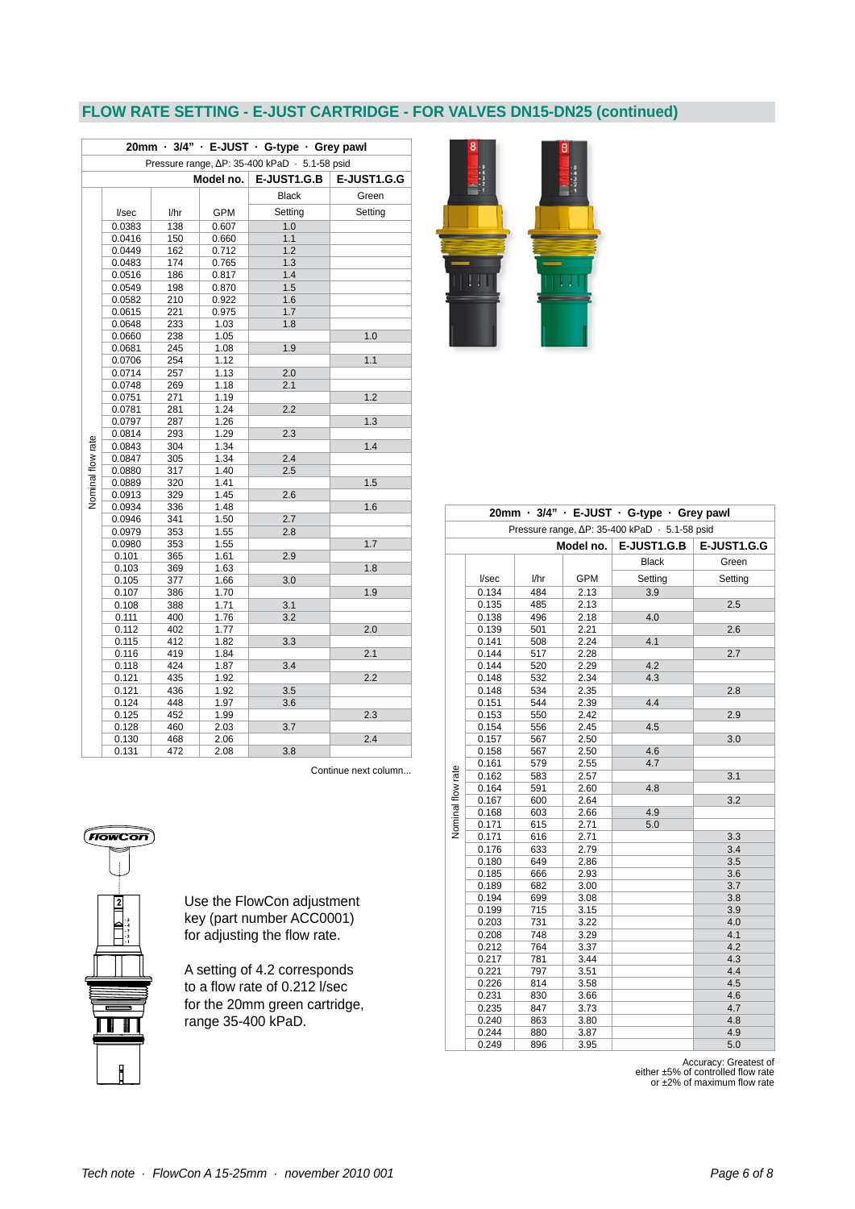## FLOW RATE SETTING - E-JUST CARTRIDGE - FOR VALVES DN15-DN25 (continued)

**20mm · 3/4" · E-JUST · G-type · Grey pawl**

Pressure range, ΔP: 35-400 kPaD · 5.1-58 psid

| Nominal flow rate | | | Model no. E-JUST1.G.B | E-JUST1.G.G |
|---|---|---|---|---|
| | | | Black | Green |
| l/sec | l/hr | GPM | Setting | Setting |
| 0.0383 | 138 | 0.607 | 1.0 | |
| 0.0416 | 150 | 0.660 | 1.1 | |
| 0.0449 | 162 | 0.712 | 1.2 | |
| 0.0483 | 174 | 0.765 | 1.3 | |
| 0.0516 | 186 | 0.817 | 1.4 | |
| 0.0549 | 198 | 0.870 | 1.5 | |
| 0.0582 | 210 | 0.922 | 1.6 | |
| 0.0615 | 221 | 0.975 | 1.7 | |
| 0.0648 | 233 | 1.03 | 1.8 | |
| 0.0660 | 238 | 1.05 | | 1.0 |
| 0.0681 | 245 | 1.08 | 1.9 | |
| 0.0706 | 254 | 1.12 | | 1.1 |
| 0.0714 | 257 | 1.13 | 2.0 | |
| 0.0748 | 269 | 1.18 | 2.1 | |
| 0.0751 | 271 | 1.19 | | 1.2 |
| 0.0781 | 281 | 1.24 | 2.2 | |
| 0.0797 | 287 | 1.26 | | 1.3 |
| 0.0814 | 293 | 1.29 | 2.3 | |
| 0.0843 | 304 | 1.34 | | 1.4 |
| 0.0847 | 305 | 1.34 | 2.4 | |
| 0.0880 | 317 | 1.40 | 2.5 | |
| 0.0889 | 320 | 1.41 | | 1.5 |
| 0.0913 | 329 | 1.45 | 2.6 | |
| 0.0934 | 336 | 1.48 | | 1.6 |
| 0.0946 | 341 | 1.50 | 2.7 | |
| 0.0979 | 353 | 1.55 | 2.8 | |
| 0.0980 | 353 | 1.55 | | 1.7 |
| 0.101 | 365 | 1.61 | 2.9 | |
| 0.103 | 369 | 1.63 | | 1.8 |
| 0.105 | 377 | 1.66 | 3.0 | |
| 0.107 | 386 | 1.70 | | 1.9 |
| 0.108 | 388 | 1.71 | 3.1 | |
| 0.111 | 400 | 1.76 | 3.2 | |
| 0.112 | 402 | 1.77 | | 2.0 |
| 0.115 | 412 | 1.82 | 3.3 | |
| 0.116 | 419 | 1.84 | | 2.1 |
| 0.118 | 424 | 1.87 | 3.4 | |
| 0.121 | 435 | 1.92 | | 2.2 |
| 0.121 | 436 | 1.92 | 3.5 | |
| 0.124 | 448 | 1.97 | 3.6 | |
| 0.125 | 452 | 1.99 | | 2.3 |
| 0.128 | 460 | 2.03 | 3.7 | |
| 0.130 | 468 | 2.06 | | 2.4 |
| 0.131 | 472 | 2.08 | 3.8 | |
| 0.134 | 484 | 2.13 | 3.9 | |
| 0.135 | 485 | 2.13 | | 2.5 |
| 0.138 | 496 | 2.18 | 4.0 | |
| 0.139 | 501 | 2.21 | | 2.6 |
| 0.141 | 508 | 2.24 | 4.1 | |
| 0.144 | 517 | 2.28 | | 2.7 |
| 0.144 | 520 | 2.29 | 4.2 | |
| 0.148 | 532 | 2.34 | 4.3 | |
| 0.148 | 534 | 2.35 | | 2.8 |
| 0.151 | 544 | 2.39 | 4.4 | |
| 0.153 | 550 | 2.42 | | 2.9 |
| 0.154 | 556 | 2.45 | 4.5 | |
| 0.157 | 567 | 2.50 | | 3.0 |
| 0.158 | 567 | 2.50 | 4.6 | |
| 0.161 | 579 | 2.55 | 4.7 | |
| 0.162 | 583 | 2.57 | | 3.1 |
| 0.164 | 591 | 2.60 | 4.8 | |
| 0.167 | 600 | 2.64 | | 3.2 |
| 0.168 | 603 | 2.66 | 4.9 | |
| 0.171 | 615 | 2.71 | 5.0 | |
| 0.171 | 616 | 2.71 | | 3.3 |
| 0.176 | 633 | 2.79 | | 3.4 |
| 0.180 | 649 | 2.86 | | 3.5 |
| 0.185 | 666 | 2.93 | | 3.6 |
| 0.189 | 682 | 3.00 | | 3.7 |
| 0.194 | 699 | 3.08 | | 3.8 |
| 0.199 | 715 | 3.15 | | 3.9 |
| 0.203 | 731 | 3.22 | | 4.0 |
| 0.208 | 748 | 3.29 | | 4.1 |
| 0.212 | 764 | 3.37 | | 4.2 |
| 0.217 | 781 | 3.44 | | 4.3 |
| 0.221 | 797 | 3.51 | | 4.4 |
| 0.226 | 814 | 3.58 | | 4.5 |
| 0.231 | 830 | 3.66 | | 4.6 |
| 0.235 | 847 | 3.73 | | 4.7 |
| 0.240 | 863 | 3.80 | | 4.8 |
| 0.244 | 880 | 3.87 | | 4.9 |
| 0.249 | 896 | 3.95 | | 5.0 |

Accuracy: Greatest of either ±5% of controlled flow rate or ±2% of maximum flow rate

Use the FlowCon adjustment key (part number ACC0001) for adjusting the flow rate.

A setting of 4.2 corresponds to a flow rate of 0.212 l/sec for the 20mm green cartridge, range 35-400 kPaD.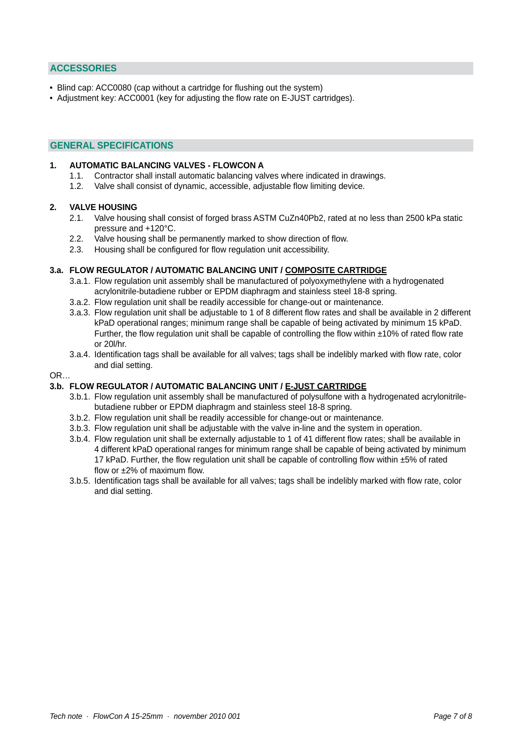## ACCESSORIES

- Blind cap: ACC0080 (cap without a cartridge for flushing out the system)
- Adjustment key: ACC0001 (key for adjusting the flow rate on E-JUST cartridges).

## GENERAL SPECIFICATIONS

**1. AUTOMATIC BALANCING VALVES - FLOWCON A**

1.1. Contractor shall install automatic balancing valves where indicated in drawings.
1.2. Valve shall consist of dynamic, accessible, adjustable flow limiting device.

**2. VALVE HOUSING**

2.1. Valve housing shall consist of forged brass ASTM CuZn40Pb2, rated at no less than 2500 kPa static pressure and +120°C.
2.2. Valve housing shall be permanently marked to show direction of flow.
2.3. Housing shall be configured for flow regulation unit accessibility.

**3.a. FLOW REGULATOR / AUTOMATIC BALANCING UNIT / <u>COMPOSITE CARTRIDGE</u>**

3.a.1. Flow regulation unit assembly shall be manufactured of polyoxymethylene with a hydrogenated acrylonitrile-butadiene rubber or EPDM diaphragm and stainless steel 18-8 spring.
3.a.2. Flow regulation unit shall be readily accessible for change-out or maintenance.
3.a.3. Flow regulation unit shall be adjustable to 1 of 8 different flow rates and shall be available in 2 different kPaD operational ranges; minimum range shall be capable of being activated by minimum 15 kPaD. Further, the flow regulation unit shall be capable of controlling the flow within ±10% of rated flow rate or 20l/hr.
3.a.4. Identification tags shall be available for all valves; tags shall be indelibly marked with flow rate, color and dial setting.

OR…

**3.b. FLOW REGULATOR / AUTOMATIC BALANCING UNIT / <u>E-JUST CARTRIDGE</u>**

3.b.1. Flow regulation unit assembly shall be manufactured of polysulfone with a hydrogenated acrylonitrile-butadiene rubber or EPDM diaphragm and stainless steel 18-8 spring.
3.b.2. Flow regulation unit shall be readily accessible for change-out or maintenance.
3.b.3. Flow regulation unit shall be adjustable with the valve in-line and the system in operation.
3.b.4. Flow regulation unit shall be externally adjustable to 1 of 41 different flow rates; shall be available in 4 different kPaD operational ranges for minimum range shall be capable of being activated by minimum 17 kPaD. Further, the flow regulation unit shall be capable of controlling flow within ±5% of rated flow or ±2% of maximum flow.
3.b.5. Identification tags shall be available for all valves; tags shall be indelibly marked with flow rate, color and dial setting.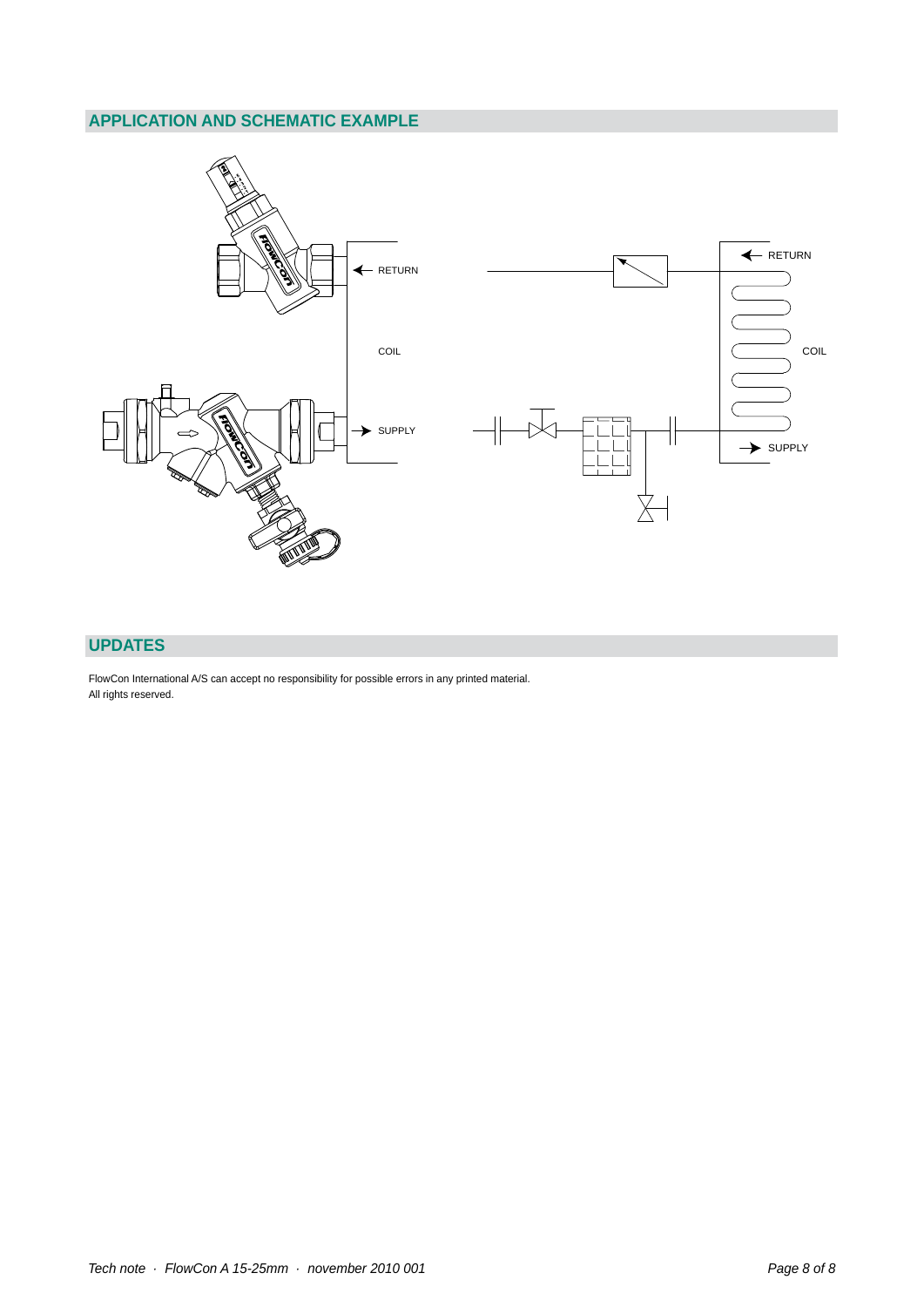## APPLICATION AND SCHEMATIC EXAMPLE

RETURN

COIL

SUPPLY

RETURN

COIL

SUPPLY

## UPDATES

FlowCon International A/S can accept no responsibility for possible errors in any printed material.
All rights reserved.